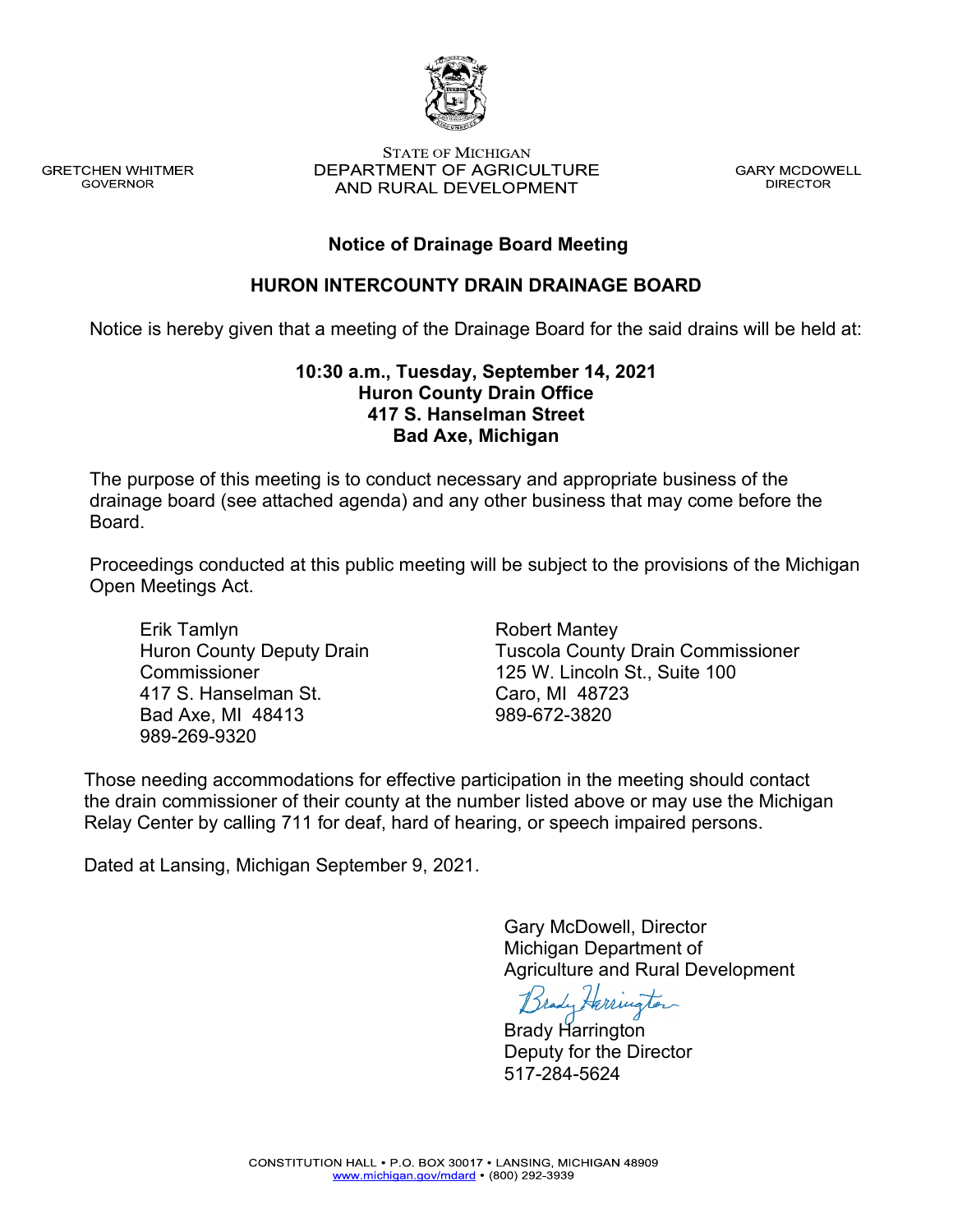GRETCHEN WHITMER
GOVERNOR

STATE OF MICHIGAN
DEPARTMENT OF AGRICULTURE
AND RURAL DEVELOPMENT

GARY MCDOWELL
DIRECTOR

## Notice of Drainage Board Meeting

## HURON INTERCOUNTY DRAIN DRAINAGE BOARD

Notice is hereby given that a meeting of the Drainage Board for the said drains will be held at:

**10:30 a.m., Tuesday, September 14, 2021**
**Huron County Drain Office**
**417 S. Hanselman Street**
**Bad Axe, Michigan**

The purpose of this meeting is to conduct necessary and appropriate business of the drainage board (see attached agenda) and any other business that may come before the Board.

Proceedings conducted at this public meeting will be subject to the provisions of the Michigan Open Meetings Act.

Erik Tamlyn
Huron County Deputy Drain Commissioner
417 S. Hanselman St.
Bad Axe, MI 48413
989-269-9320

Robert Mantey
Tuscola County Drain Commissioner
125 W. Lincoln St., Suite 100
Caro, MI 48723
989-672-3820

Those needing accommodations for effective participation in the meeting should contact the drain commissioner of their county at the number listed above or may use the Michigan Relay Center by calling 711 for deaf, hard of hearing, or speech impaired persons.

Dated at Lansing, Michigan September 9, 2021.

Gary McDowell, Director
Michigan Department of
Agriculture and Rural Development

Brady Harrington
Deputy for the Director
517-284-5624

CONSTITUTION HALL • P.O. BOX 30017 • LANSING, MICHIGAN 48909
www.michigan.gov/mdard • (800) 292-3939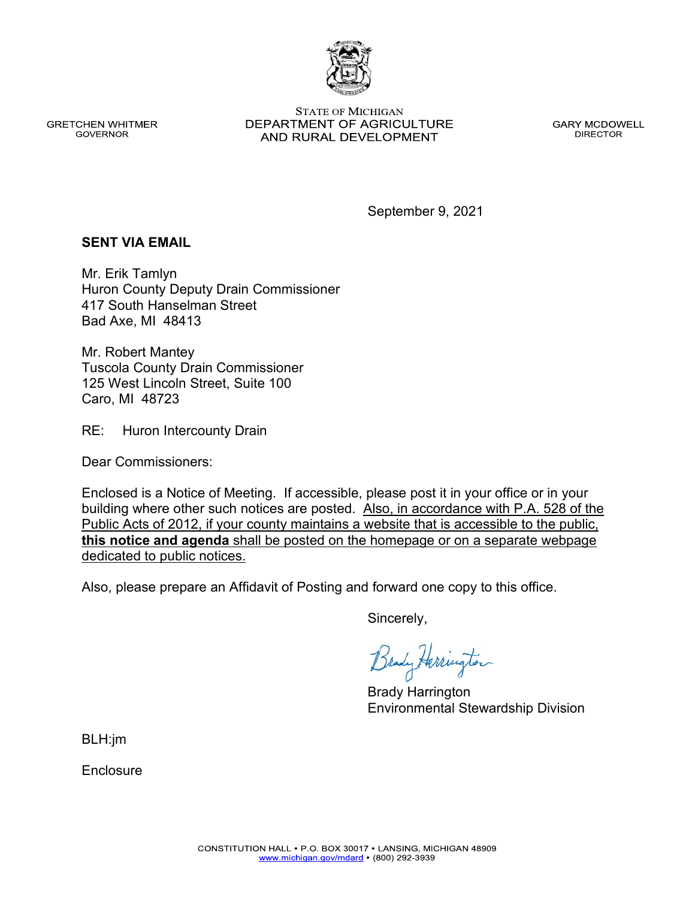GRETCHEN WHITMER
GOVERNOR

STATE OF MICHIGAN
DEPARTMENT OF AGRICULTURE
AND RURAL DEVELOPMENT

GARY MCDOWELL
DIRECTOR

September 9, 2021

**SENT VIA EMAIL**

Mr. Erik Tamlyn
Huron County Deputy Drain Commissioner
417 South Hanselman Street
Bad Axe, MI 48413

Mr. Robert Mantey
Tuscola County Drain Commissioner
125 West Lincoln Street, Suite 100
Caro, MI 48723

RE: Huron Intercounty Drain

Dear Commissioners:

Enclosed is a Notice of Meeting. If accessible, please post it in your office or in your building where other such notices are posted. Also, in accordance with P.A. 528 of the Public Acts of 2012, if your county maintains a website that is accessible to the public, **this notice and agenda** shall be posted on the homepage or on a separate webpage dedicated to public notices.

Also, please prepare an Affidavit of Posting and forward one copy to this office.

Sincerely,

Brady Harrington
Environmental Stewardship Division

BLH:jm

Enclosure

CONSTITUTION HALL • P.O. BOX 30017 • LANSING, MICHIGAN 48909
www.michigan.gov/mdard • (800) 292-3939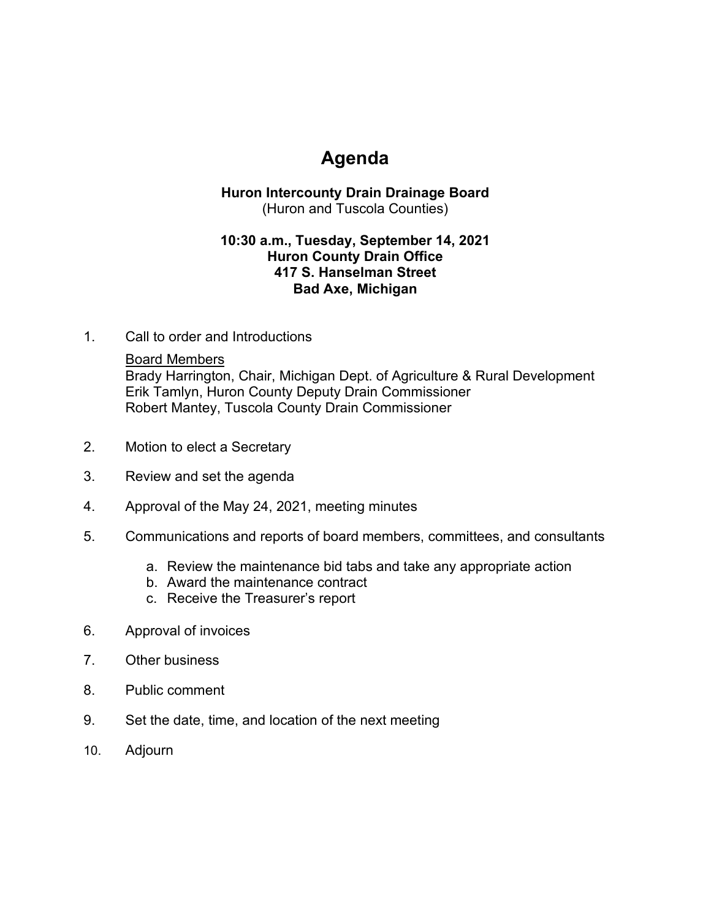# Agenda

**Huron Intercounty Drain Drainage Board**
(Huron and Tuscola Counties)

**10:30 a.m., Tuesday, September 14, 2021**
**Huron County Drain Office**
**417 S. Hanselman Street**
**Bad Axe, Michigan**

1. Call to order and Introductions

   Board Members
   Brady Harrington, Chair, Michigan Dept. of Agriculture & Rural Development
   Erik Tamlyn, Huron County Deputy Drain Commissioner
   Robert Mantey, Tuscola County Drain Commissioner

2. Motion to elect a Secretary

3. Review and set the agenda

4. Approval of the May 24, 2021, meeting minutes

5. Communications and reports of board members, committees, and consultants

   a. Review the maintenance bid tabs and take any appropriate action
   b. Award the maintenance contract
   c. Receive the Treasurer's report

6. Approval of invoices

7. Other business

8. Public comment

9. Set the date, time, and location of the next meeting

10. Adjourn